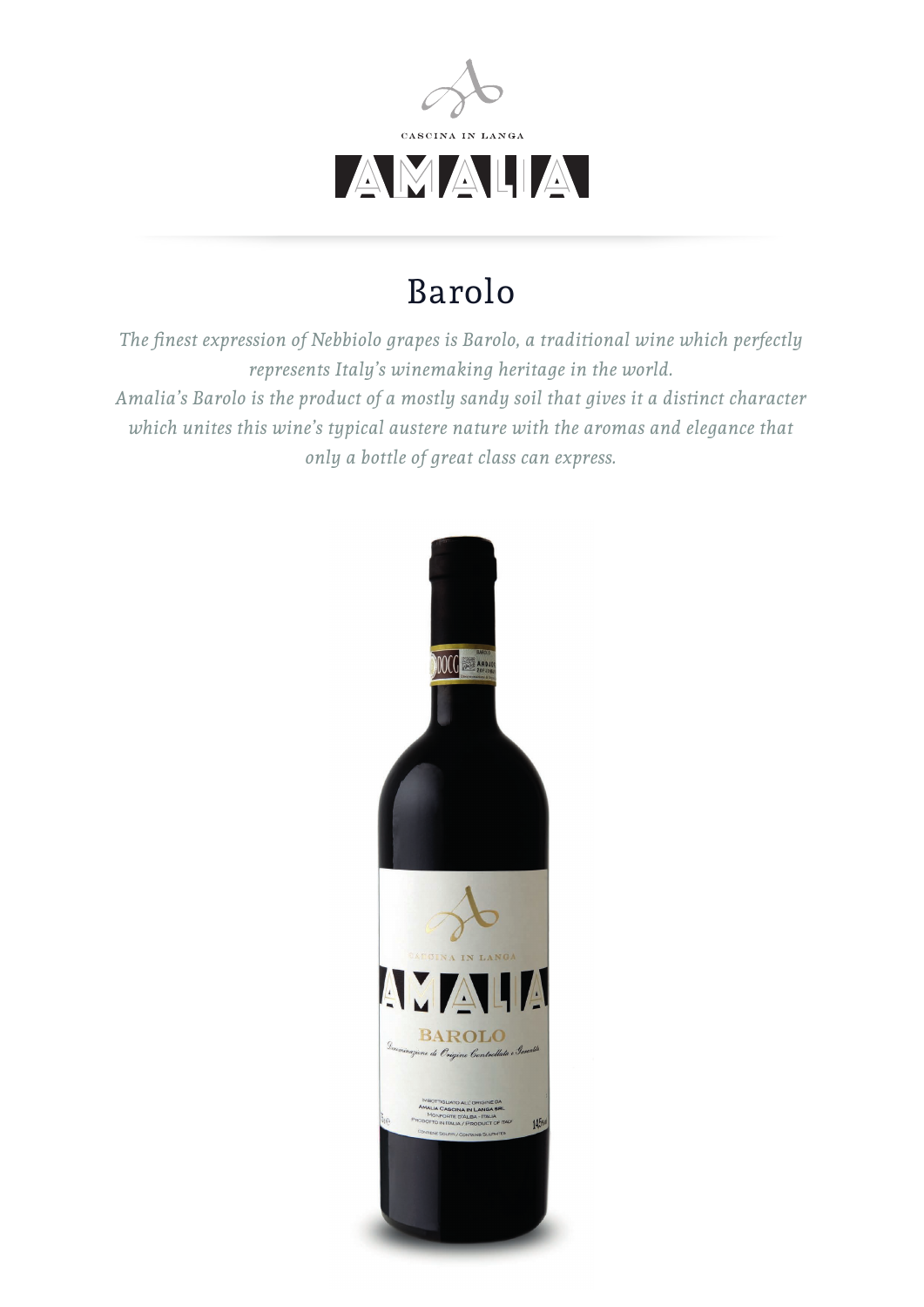CASCINA IN LANGA

AMALIA

# Barolo

*The finest expression of Nebbiolo grapes is Barolo, a traditional wine which perfectly represents Italy's winemaking heritage in the world.*
*Amalia's Barolo is the product of a mostly sandy soil that gives it a distinct character which unites this wine's typical austere nature with the aromas and elegance that only a bottle of great class can express.*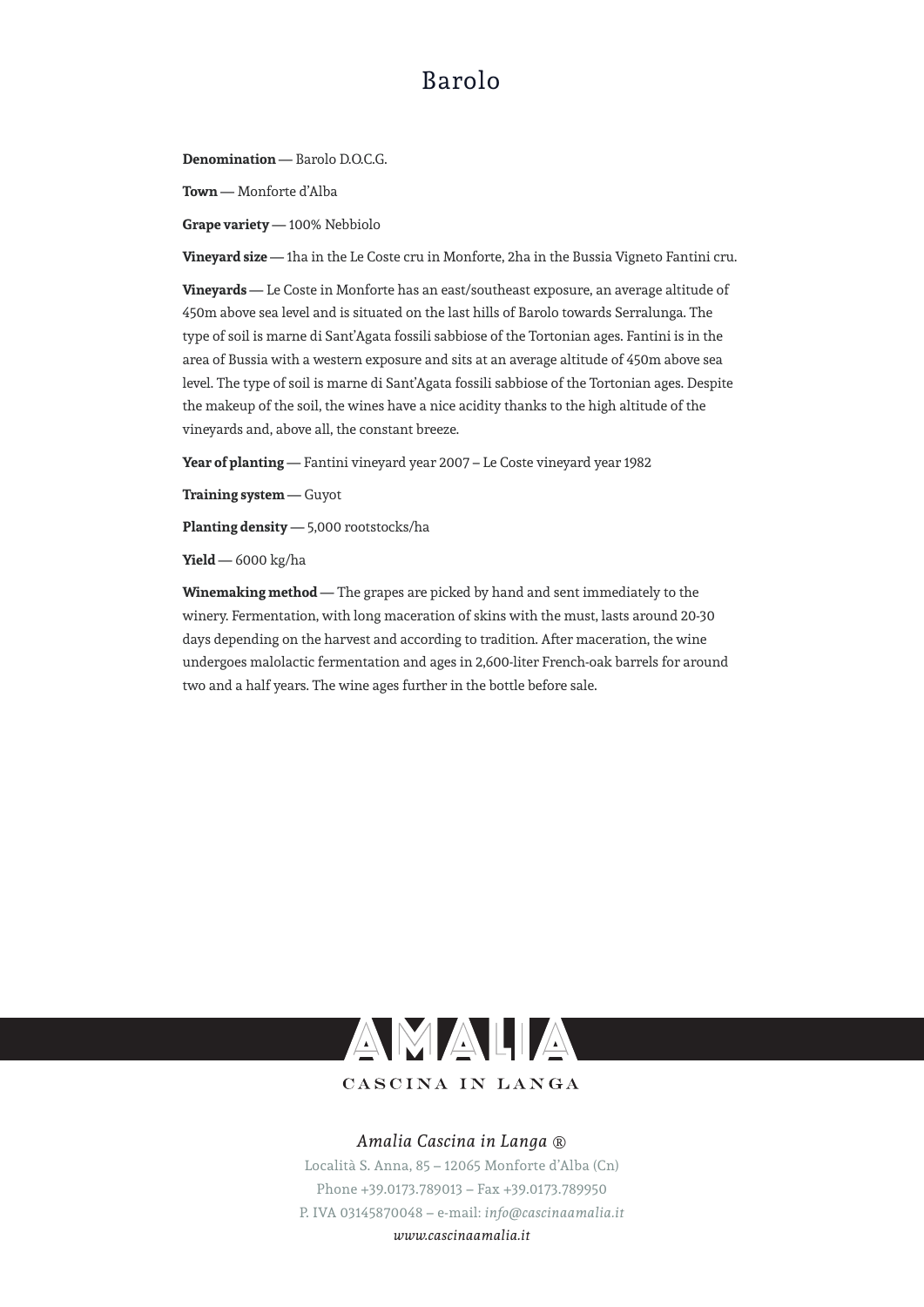# Barolo

**Denomination** — Barolo D.O.C.G.

**Town** — Monforte d'Alba

**Grape variety** — 100% Nebbiolo

**Vineyard size** — 1ha in the Le Coste cru in Monforte, 2ha in the Bussia Vigneto Fantini cru.

**Vineyards** — Le Coste in Monforte has an east/southeast exposure, an average altitude of 450m above sea level and is situated on the last hills of Barolo towards Serralunga. The type of soil is marne di Sant'Agata fossili sabbiose of the Tortonian ages. Fantini is in the area of Bussia with a western exposure and sits at an average altitude of 450m above sea level. The type of soil is marne di Sant'Agata fossili sabbiose of the Tortonian ages. Despite the makeup of the soil, the wines have a nice acidity thanks to the high altitude of the vineyards and, above all, the constant breeze.

**Year of planting** — Fantini vineyard year 2007 – Le Coste vineyard year 1982

**Training system** — Guyot

**Planting density** — 5,000 rootstocks/ha

**Yield** — 6000 kg/ha

**Winemaking method** — The grapes are picked by hand and sent immediately to the winery. Fermentation, with long maceration of skins with the must, lasts around 20-30 days depending on the harvest and according to tradition. After maceration, the wine undergoes malolactic fermentation and ages in 2,600-liter French-oak barrels for around two and a half years. The wine ages further in the bottle before sale.

AMALIA

CASCINA IN LANGA

*Amalia Cascina in Langa ®*

Località S. Anna, 85 – 12065 Monforte d'Alba (Cn)

Phone +39.0173.789013 – Fax +39.0173.789950

P. IVA 03145870048 – e-mail: *info@cascinaamalia.it*

*www.cascinaamalia.it*